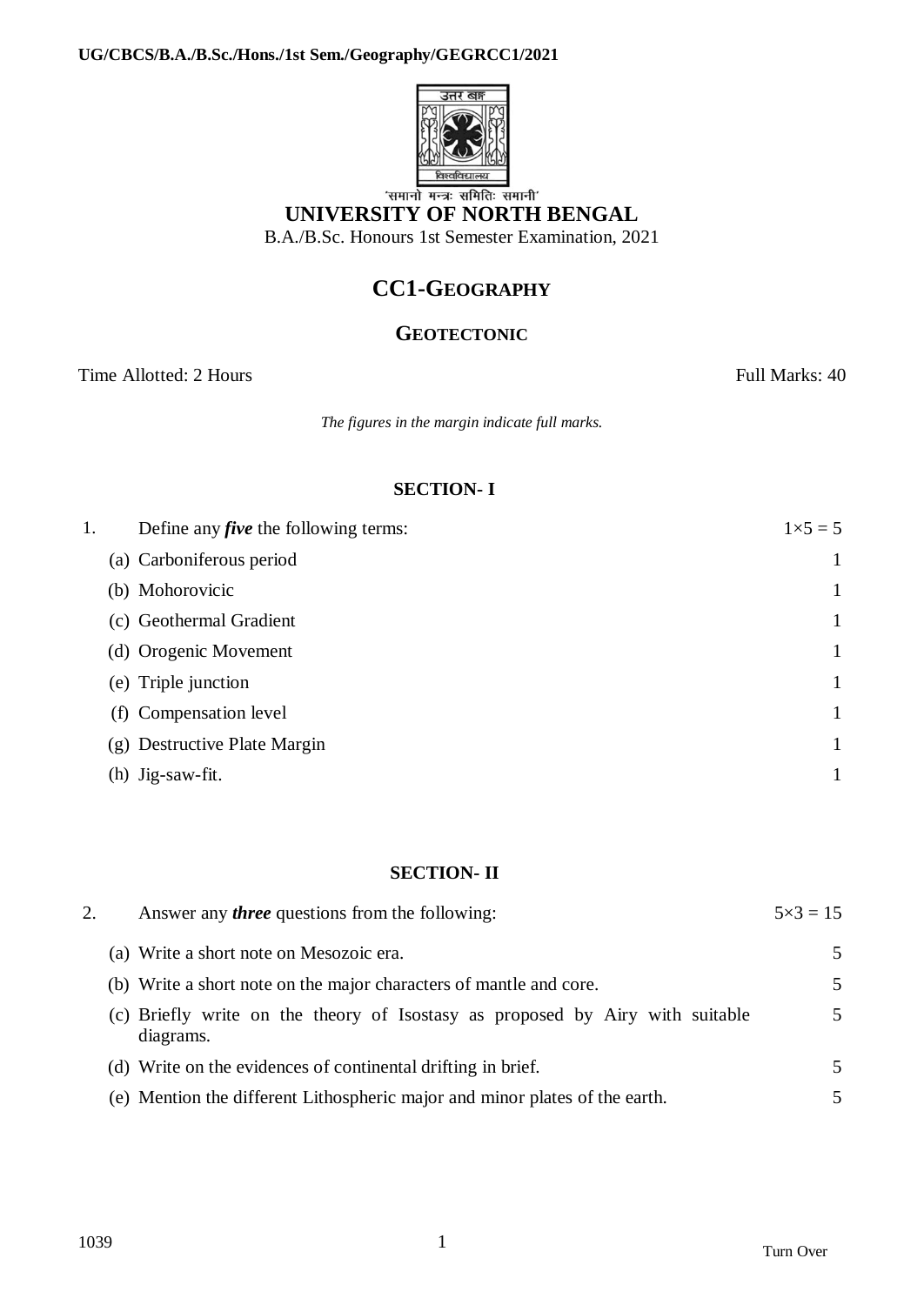'समानो मन्त्रः समितिः समानी'

# UNIVERSITY OF NORTH BENGAL

B.A./B.Sc. Honours 1st Semester Examination, 2021

## CC1-GEOGRAPHY

### GEOTECTONIC

Time Allotted: 2 Hours | Full Marks: 40

*The figures in the margin indicate full marks.*

### SECTION- I

1. Define any ***five*** the following terms: $1\times5 = 5$

(a) Carboniferous period 1

(b) Mohorovicic 1

(c) Geothermal Gradient 1

(d) Orogenic Movement 1

(e) Triple junction 1

(f) Compensation level 1

(g) Destructive Plate Margin 1

(h) Jig-saw-fit. 1

### SECTION- II

2. Answer any ***three*** questions from the following: $5\times3 = 15$

(a) Write a short note on Mesozoic era. 5

(b) Write a short note on the major characters of mantle and core. 5

(c) Briefly write on the theory of Isostasy as proposed by Airy with suitable diagrams. 5

(d) Write on the evidences of continental drifting in brief. 5

(e) Mention the different Lithospheric major and minor plates of the earth. 5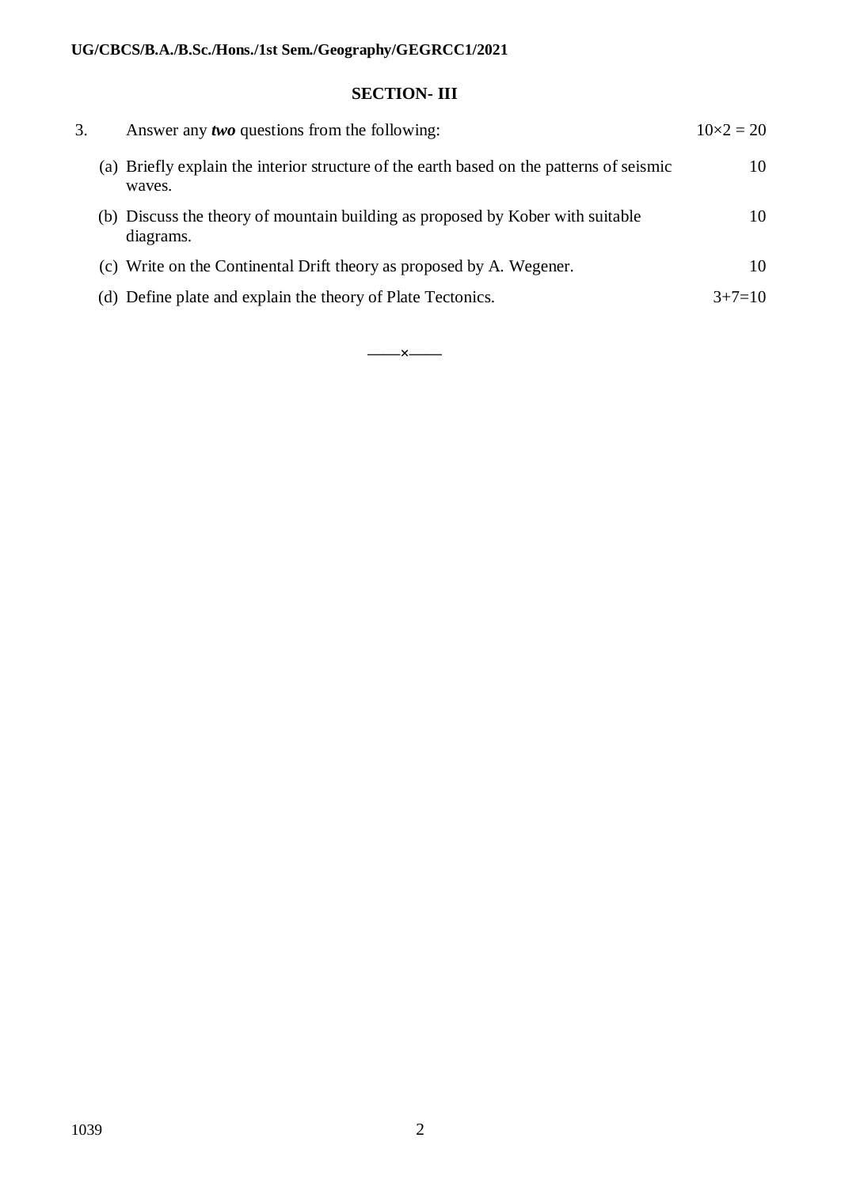## SECTION- III

3. Answer any ***two*** questions from the following: $10\times2 = 20$

   (a) Briefly explain the interior structure of the earth based on the patterns of seismic waves. 10

   (b) Discuss the theory of mountain building as proposed by Kober with suitable diagrams. 10

   (c) Write on the Continental Drift theory as proposed by A. Wegener. 10

   (d) Define plate and explain the theory of Plate Tectonics. $3+7=10$

——×——